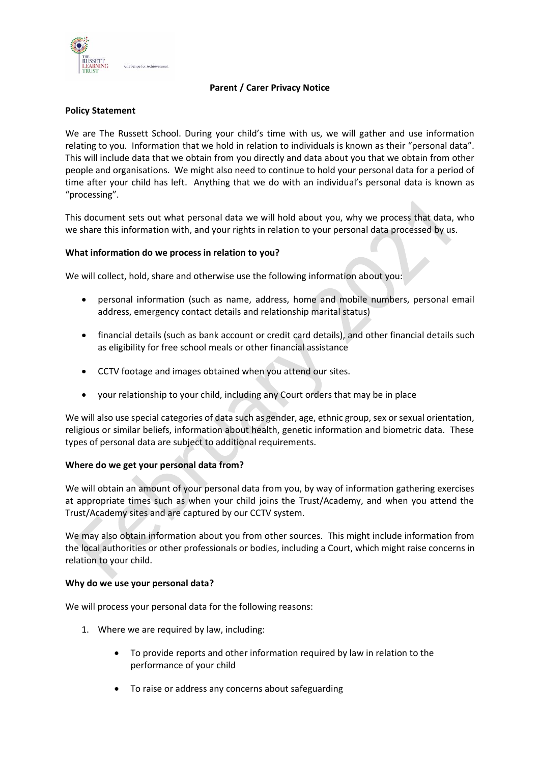**Parent / Carer Privacy Notice**

**Policy Statement**

We are The Russett School. During your child's time with us, we will gather and use information relating to you. Information that we hold in relation to individuals is known as their "personal data". This will include data that we obtain from you directly and data about you that we obtain from other people and organisations. We might also need to continue to hold your personal data for a period of time after your child has left. Anything that we do with an individual's personal data is known as "processing".

This document sets out what personal data we will hold about you, why we process that data, who we share this information with, and your rights in relation to your personal data processed by us.

**What information do we process in relation to you?**

We will collect, hold, share and otherwise use the following information about you:

- personal information (such as name, address, home and mobile numbers, personal email address, emergency contact details and relationship marital status)
- financial details (such as bank account or credit card details), and other financial details such as eligibility for free school meals or other financial assistance
- CCTV footage and images obtained when you attend our sites.
- your relationship to your child, including any Court orders that may be in place

We will also use special categories of data such as gender, age, ethnic group, sex or sexual orientation, religious or similar beliefs, information about health, genetic information and biometric data. These types of personal data are subject to additional requirements.

**Where do we get your personal data from?**

We will obtain an amount of your personal data from you, by way of information gathering exercises at appropriate times such as when your child joins the Trust/Academy, and when you attend the Trust/Academy sites and are captured by our CCTV system.

We may also obtain information about you from other sources. This might include information from the local authorities or other professionals or bodies, including a Court, which might raise concerns in relation to your child.

**Why do we use your personal data?**

We will process your personal data for the following reasons:

1. Where we are required by law, including:
    - To provide reports and other information required by law in relation to the performance of your child
    - To raise or address any concerns about safeguarding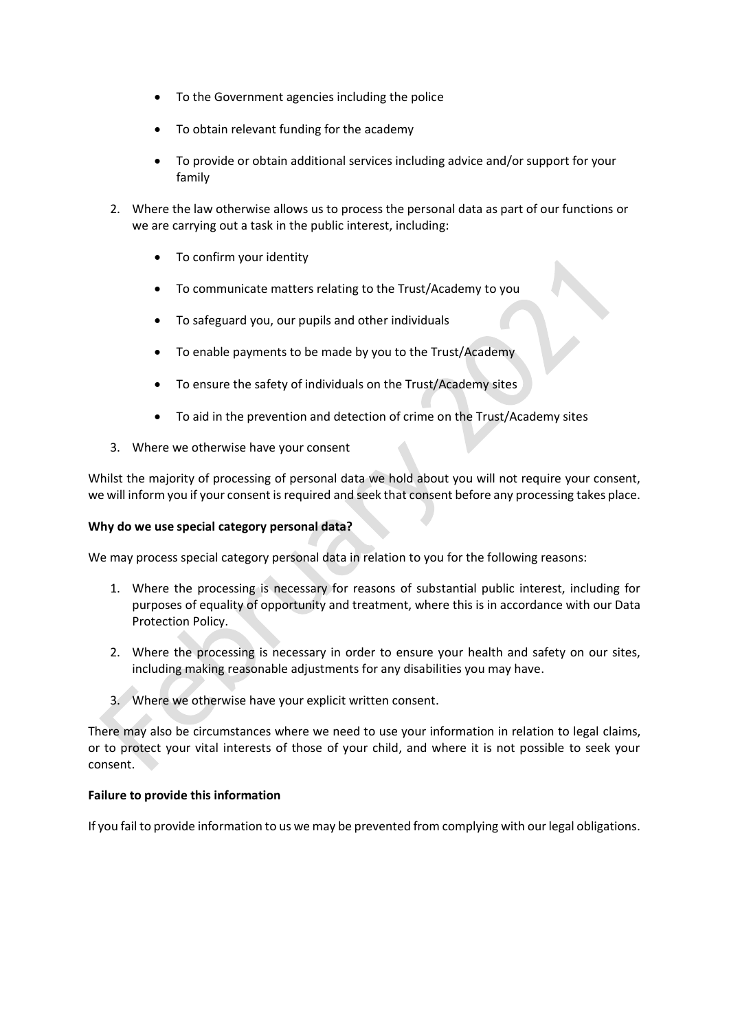- To the Government agencies including the police
- To obtain relevant funding for the academy
- To provide or obtain additional services including advice and/or support for your family

2. Where the law otherwise allows us to process the personal data as part of our functions or we are carrying out a task in the public interest, including:

    - To confirm your identity
    - To communicate matters relating to the Trust/Academy to you
    - To safeguard you, our pupils and other individuals
    - To enable payments to be made by you to the Trust/Academy
    - To ensure the safety of individuals on the Trust/Academy sites
    - To aid in the prevention and detection of crime on the Trust/Academy sites

3. Where we otherwise have your consent

Whilst the majority of processing of personal data we hold about you will not require your consent, we will inform you if your consent is required and seek that consent before any processing takes place.

**Why do we use special category personal data?**

We may process special category personal data in relation to you for the following reasons:

1. Where the processing is necessary for reasons of substantial public interest, including for purposes of equality of opportunity and treatment, where this is in accordance with our Data Protection Policy.
2. Where the processing is necessary in order to ensure your health and safety on our sites, including making reasonable adjustments for any disabilities you may have.
3. Where we otherwise have your explicit written consent.

There may also be circumstances where we need to use your information in relation to legal claims, or to protect your vital interests of those of your child, and where it is not possible to seek your consent.

**Failure to provide this information**

If you fail to provide information to us we may be prevented from complying with our legal obligations.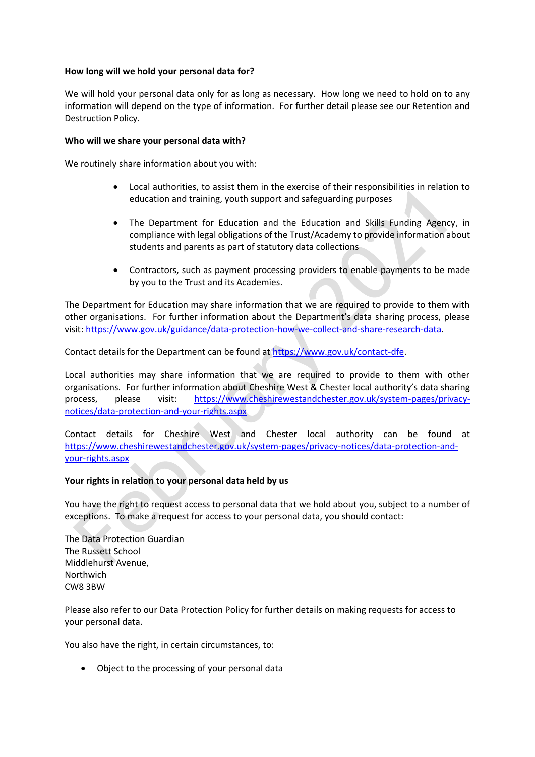**How long will we hold your personal data for?**

We will hold your personal data only for as long as necessary. How long we need to hold on to any information will depend on the type of information. For further detail please see our Retention and Destruction Policy.

**Who will we share your personal data with?**

We routinely share information about you with:

- Local authorities, to assist them in the exercise of their responsibilities in relation to education and training, youth support and safeguarding purposes
- The Department for Education and the Education and Skills Funding Agency, in compliance with legal obligations of the Trust/Academy to provide information about students and parents as part of statutory data collections
- Contractors, such as payment processing providers to enable payments to be made by you to the Trust and its Academies.

The Department for Education may share information that we are required to provide to them with other organisations. For further information about the Department's data sharing process, please visit: https://www.gov.uk/guidance/data-protection-how-we-collect-and-share-research-data.

Contact details for the Department can be found at https://www.gov.uk/contact-dfe.

Local authorities may share information that we are required to provide to them with other organisations. For further information about Cheshire West & Chester local authority's data sharing process, please visit: https://www.cheshirewestandchester.gov.uk/system-pages/privacy-notices/data-protection-and-your-rights.aspx

Contact details for Cheshire West and Chester local authority can be found at https://www.cheshirewestandchester.gov.uk/system-pages/privacy-notices/data-protection-and-your-rights.aspx

**Your rights in relation to your personal data held by us**

You have the right to request access to personal data that we hold about you, subject to a number of exceptions. To make a request for access to your personal data, you should contact:

The Data Protection Guardian
The Russett School
Middlehurst Avenue,
Northwich
CW8 3BW

Please also refer to our Data Protection Policy for further details on making requests for access to your personal data.

You also have the right, in certain circumstances, to:

- Object to the processing of your personal data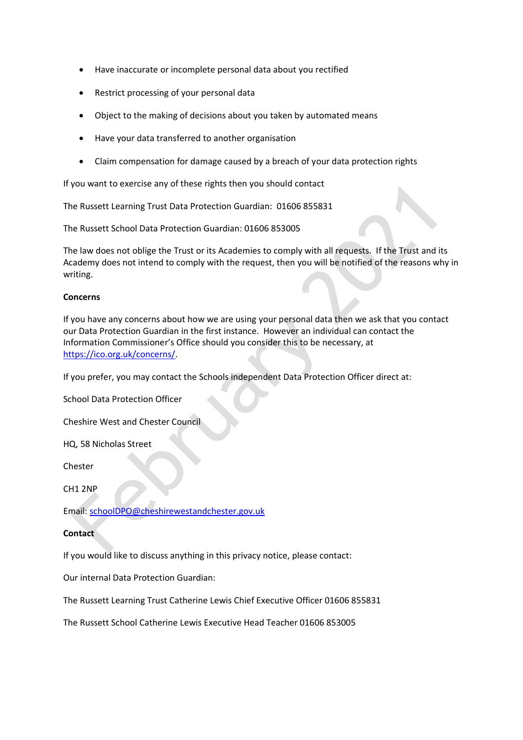- Have inaccurate or incomplete personal data about you rectified
- Restrict processing of your personal data
- Object to the making of decisions about you taken by automated means
- Have your data transferred to another organisation
- Claim compensation for damage caused by a breach of your data protection rights

If you want to exercise any of these rights then you should contact

The Russett Learning Trust Data Protection Guardian: 01606 855831

The Russett School Data Protection Guardian: 01606 853005

The law does not oblige the Trust or its Academies to comply with all requests. If the Trust and its Academy does not intend to comply with the request, then you will be notified of the reasons why in writing.

**Concerns**

If you have any concerns about how we are using your personal data then we ask that you contact our Data Protection Guardian in the first instance. However an individual can contact the Information Commissioner's Office should you consider this to be necessary, at https://ico.org.uk/concerns/.

If you prefer, you may contact the Schools independent Data Protection Officer direct at:

School Data Protection Officer

Cheshire West and Chester Council

HQ, 58 Nicholas Street

Chester

CH1 2NP

Email: schoolDPO@cheshirewestandchester.gov.uk

**Contact**

If you would like to discuss anything in this privacy notice, please contact:

Our internal Data Protection Guardian:

The Russett Learning Trust Catherine Lewis Chief Executive Officer 01606 855831

The Russett School Catherine Lewis Executive Head Teacher 01606 853005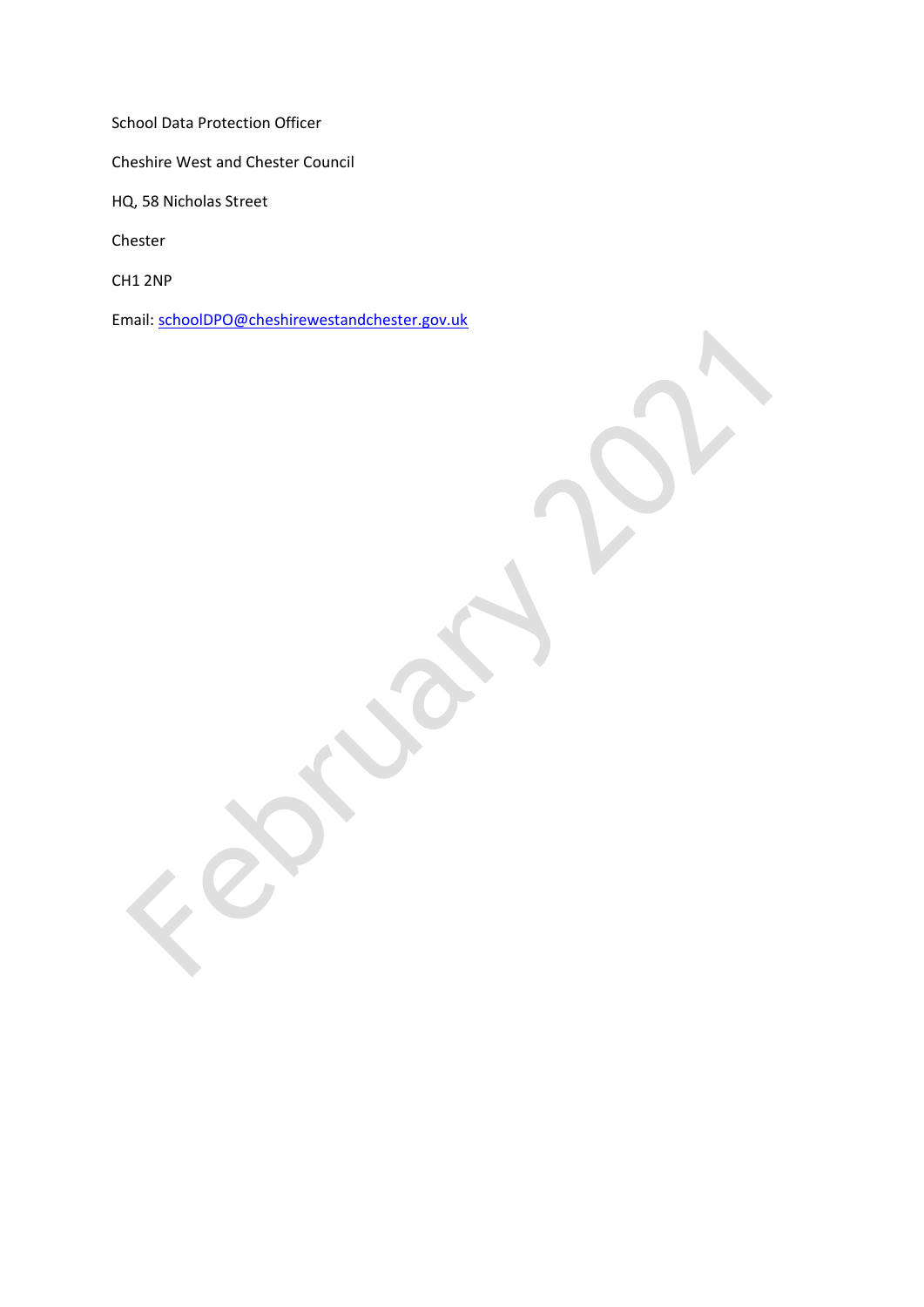School Data Protection Officer

Cheshire West and Chester Council

HQ, 58 Nicholas Street

Chester

CH1 2NP

Email: schoolDPO@cheshirewestandchester.gov.uk